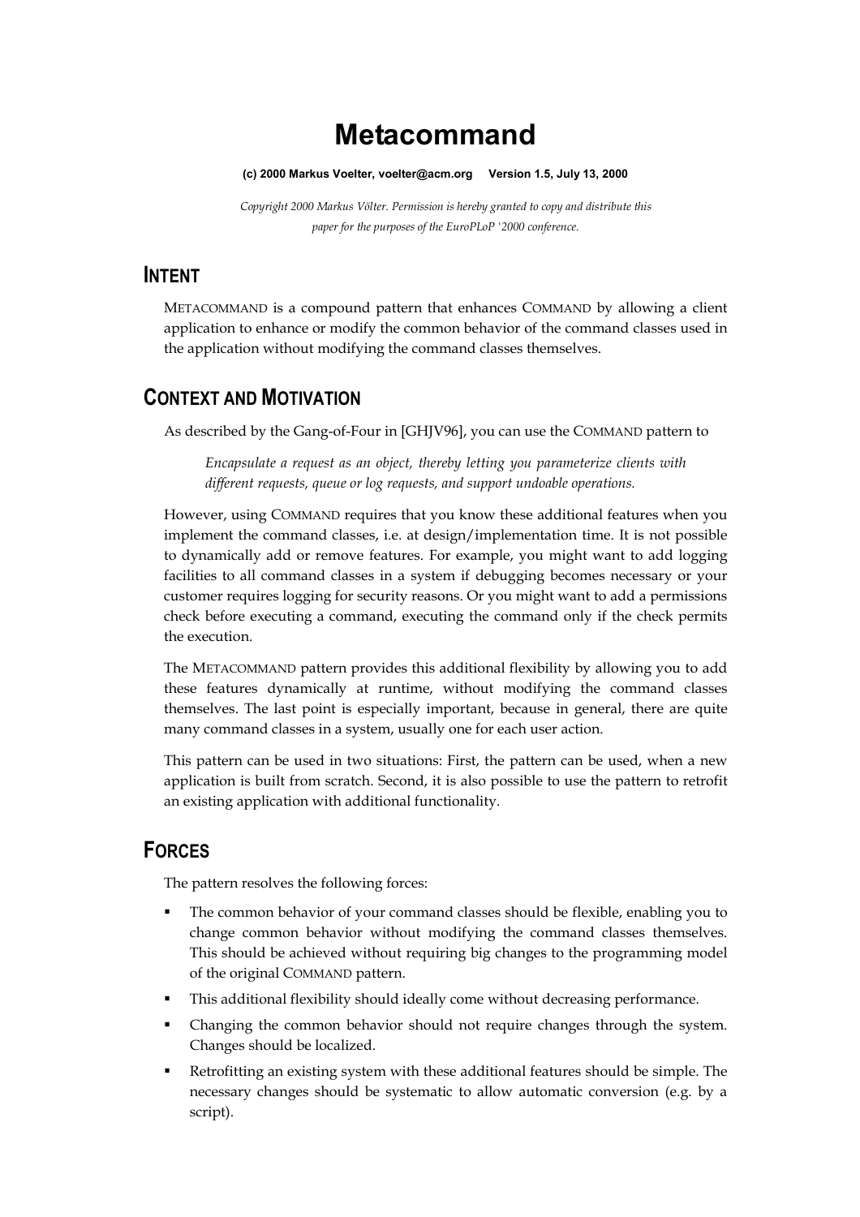# Metacommand

**(c) 2000 Markus Voelter, voelter@acm.org Version 1.5, July 13, 2000**

*Copyright 2000 Markus Völter. Permission is hereby granted to copy and distribute this paper for the purposes of the EuroPLoP '2000 conference.*

## INTENT

METACOMMAND is a compound pattern that enhances COMMAND by allowing a client application to enhance or modify the common behavior of the command classes used in the application without modifying the command classes themselves.

## CONTEXT AND MOTIVATION

As described by the Gang-of-Four in [GHJV96], you can use the COMMAND pattern to

> *Encapsulate a request as an object, thereby letting you parameterize clients with different requests, queue or log requests, and support undoable operations.*

However, using COMMAND requires that you know these additional features when you implement the command classes, i.e. at design/implementation time. It is not possible to dynamically add or remove features. For example, you might want to add logging facilities to all command classes in a system if debugging becomes necessary or your customer requires logging for security reasons. Or you might want to add a permissions check before executing a command, executing the command only if the check permits the execution.

The METACOMMAND pattern provides this additional flexibility by allowing you to add these features dynamically at runtime, without modifying the command classes themselves. The last point is especially important, because in general, there are quite many command classes in a system, usually one for each user action.

This pattern can be used in two situations: First, the pattern can be used, when a new application is built from scratch. Second, it is also possible to use the pattern to retrofit an existing application with additional functionality.

## FORCES

The pattern resolves the following forces:

- The common behavior of your command classes should be flexible, enabling you to change common behavior without modifying the command classes themselves. This should be achieved without requiring big changes to the programming model of the original COMMAND pattern.
- This additional flexibility should ideally come without decreasing performance.
- Changing the common behavior should not require changes through the system. Changes should be localized.
- Retrofitting an existing system with these additional features should be simple. The necessary changes should be systematic to allow automatic conversion (e.g. by a script).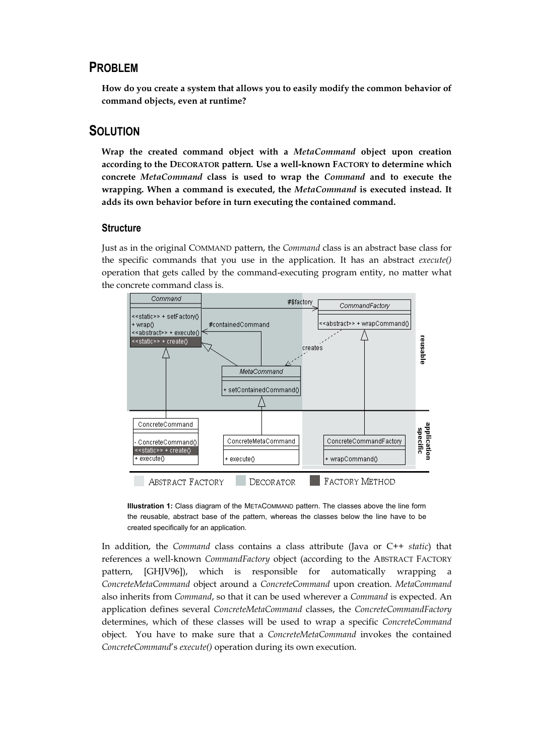## PROBLEM

**How do you create a system that allows you to easily modify the common behavior of command objects, even at runtime?**

## SOLUTION

**Wrap the created command object with a *MetaCommand* object upon creation according to the DECORATOR pattern. Use a well-known FACTORY to determine which concrete *MetaCommand* class is used to wrap the *Command* and to execute the wrapping. When a command is executed, the *MetaCommand* is executed instead. It adds its own behavior before in turn executing the contained command.**

### Structure

Just as in the original COMMAND pattern, the *Command* class is an abstract base class for the specific commands that you use in the application. It has an abstract *execute()* operation that gets called by the command-executing program entity, no matter what the concrete command class is.

**Illustration 1:** Class diagram of the METACOMMAND pattern. The classes above the line form the reusable, abstract base of the pattern, whereas the classes below the line have to be created specifically for an application.

In addition, the *Command* class contains a class attribute (Java or C++ *static*) that references a well-known *CommandFactory* object (according to the ABSTRACT FACTORY pattern, [GHJV96]), which is responsible for automatically wrapping a *ConcreteMetaCommand* object around a *ConcreteCommand* upon creation. *MetaCommand* also inherits from *Command*, so that it can be used wherever a *Command* is expected. An application defines several *ConcreteMetaCommand* classes, the *ConcreteCommandFactory* determines, which of these classes will be used to wrap a specific *ConcreteCommand* object. You have to make sure that a *ConcreteMetaCommand* invokes the contained *ConcreteCommand*'s *execute()* operation during its own execution.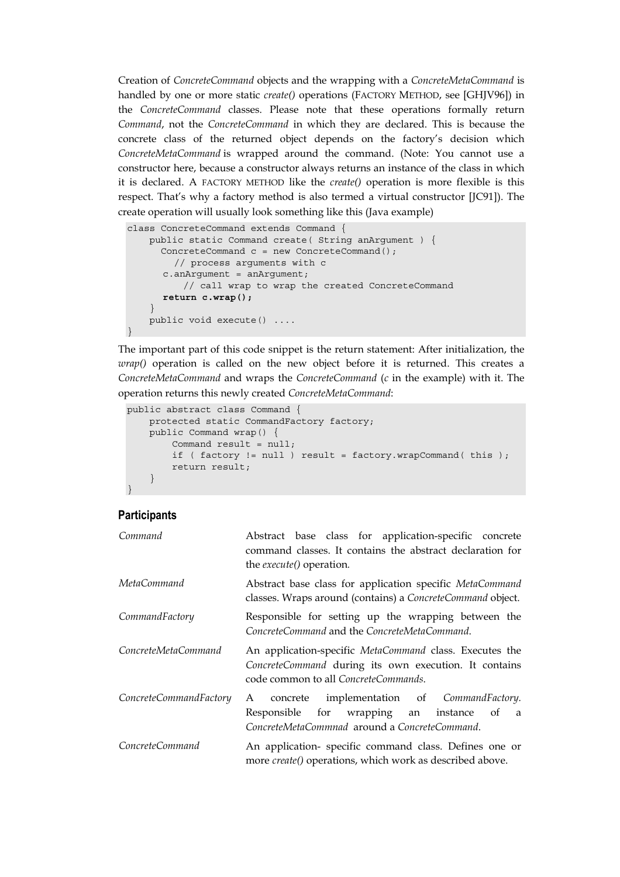Creation of *ConcreteCommand* objects and the wrapping with a *ConcreteMetaCommand* is handled by one or more static *create()* operations (FACTORY METHOD, see [GHJV96]) in the *ConcreteCommand* classes. Please note that these operations formally return *Command*, not the *ConcreteCommand* in which they are declared. This is because the concrete class of the returned object depends on the factory's decision which *ConcreteMetaCommand* is wrapped around the command. (Note: You cannot use a constructor here, because a constructor always returns an instance of the class in which it is declared. A FACTORY METHOD like the *create()* operation is more flexible is this respect. That's why a factory method is also termed a virtual constructor [JC91]). The create operation will usually look something like this (Java example)

```
class ConcreteCommand extends Command {
    public static Command create( String anArgument ) {
      ConcreteCommand c = new ConcreteCommand();
        // process arguments with c
      c.anArgument = anArgument;
          // call wrap to wrap the created ConcreteCommand
      return c.wrap();
    }
    public void execute() ....
}
```

The important part of this code snippet is the return statement: After initialization, the *wrap()* operation is called on the new object before it is returned. This creates a *ConcreteMetaCommand* and wraps the *ConcreteCommand* (*c* in the example) with it. The operation returns this newly created *ConcreteMetaCommand*:

```
public abstract class Command {
    protected static CommandFactory factory;
    public Command wrap() {
        Command result = null;
        if ( factory != null ) result = factory.wrapCommand( this );
        return result;
    }
}
```

## Participants

| | |
|---|---|
| *Command* | Abstract base class for application-specific concrete command classes. It contains the abstract declaration for the *execute()* operation. |
| *MetaCommand* | Abstract base class for application specific *MetaCommand* classes. Wraps around (contains) a *ConcreteCommand* object. |
| *CommandFactory* | Responsible for setting up the wrapping between the *ConcreteCommand* and the *ConcreteMetaCommand*. |
| *ConcreteMetaCommand* | An application-specific *MetaCommand* class. Executes the *ConcreteCommand* during its own execution. It contains code common to all *ConcreteCommands*. |
| *ConcreteCommandFactory* | A concrete implementation of *CommandFactory*. Responsible for wrapping an instance of a *ConcreteMetaCommnad* around a *ConcreteCommand*. |
| *ConcreteCommand* | An application- specific command class. Defines one or more *create()* operations, which work as described above. |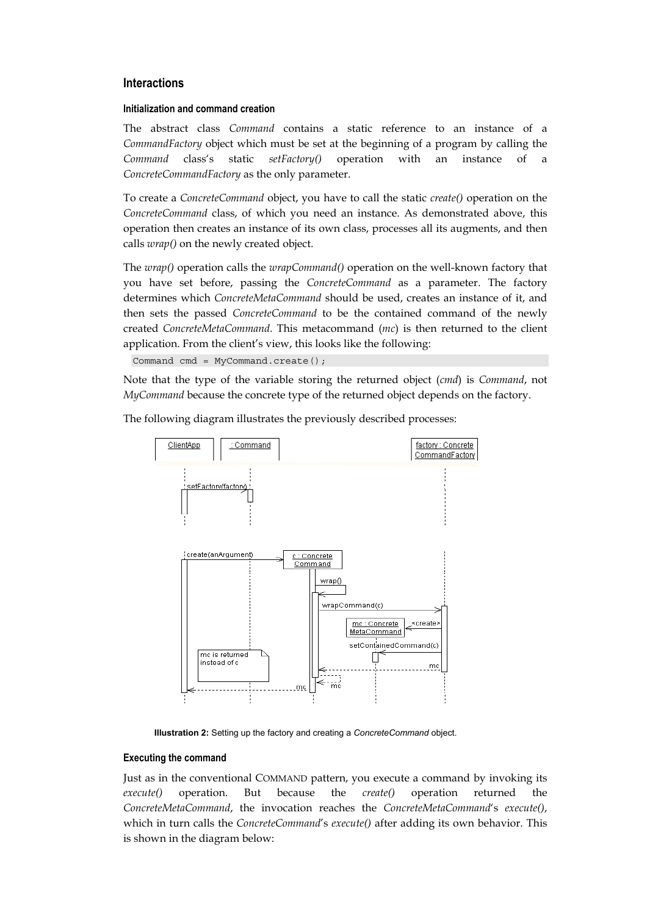## Interactions

### Initialization and command creation

The abstract class *Command* contains a static reference to an instance of a *CommandFactory* object which must be set at the beginning of a program by calling the *Command* class's static *setFactory()* operation with an instance of a *ConcreteCommandFactory* as the only parameter.

To create a *ConcreteCommand* object, you have to call the static *create()* operation on the *ConcreteCommand* class, of which you need an instance. As demonstrated above, this operation then creates an instance of its own class, processes all its augments, and then calls *wrap()* on the newly created object.

The *wrap()* operation calls the *wrapCommand()* operation on the well-known factory that you have set before, passing the *ConcreteCommand* as a parameter. The factory determines which *ConcreteMetaCommand* should be used, creates an instance of it, and then sets the passed *ConcreteCommand* to be the contained command of the newly created *ConcreteMetaCommand*. This metacommand (*mc*) is then returned to the client application. From the client's view, this looks like the following:

```
Command cmd = MyCommand.create();
```

Note that the type of the variable storing the returned object (*cmd*) is *Command*, not *MyCommand* because the concrete type of the returned object depends on the factory.

The following diagram illustrates the previously described processes:

**Illustration 2:** Setting up the factory and creating a *ConcreteCommand* object.

### Executing the command

Just as in the conventional COMMAND pattern, you execute a command by invoking its *execute()* operation. But because the *create()* operation returned the *ConcreteMetaCommand*, the invocation reaches the *ConcreteMetaCommand*'s *execute()*, which in turn calls the *ConcreteCommand*'s *execute()* after adding its own behavior. This is shown in the diagram below: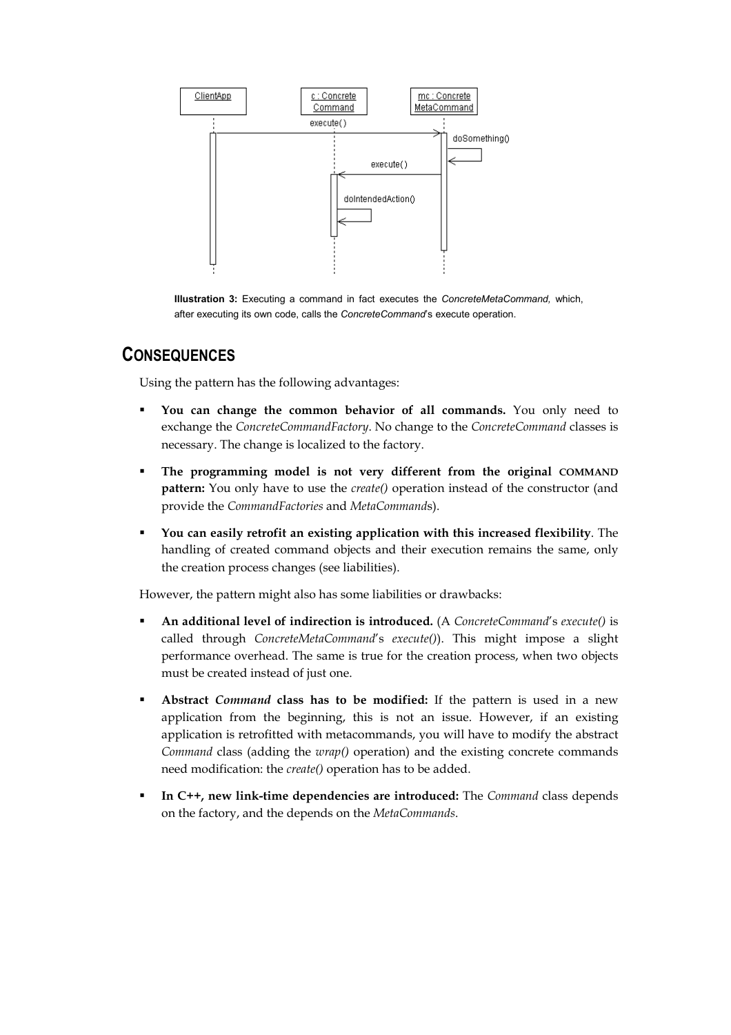**Illustration 3:** Executing a command in fact executes the *ConcreteMetaCommand*, which, after executing its own code, calls the *ConcreteCommand*'s execute operation.

## CONSEQUENCES

Using the pattern has the following advantages:

- **You can change the common behavior of all commands.** You only need to exchange the *ConcreteCommandFactory*. No change to the *ConcreteCommand* classes is necessary. The change is localized to the factory.
- **The programming model is not very different from the original COMMAND pattern:** You only have to use the *create()* operation instead of the constructor (and provide the *CommandFactories* and *MetaCommand*s).
- **You can easily retrofit an existing application with this increased flexibility**. The handling of created command objects and their execution remains the same, only the creation process changes (see liabilities).

However, the pattern might also has some liabilities or drawbacks:

- **An additional level of indirection is introduced.** (A *ConcreteCommand*'s *execute()* is called through *ConcreteMetaCommand*'s *execute()*). This might impose a slight performance overhead. The same is true for the creation process, when two objects must be created instead of just one.
- **Abstract *Command* class has to be modified:** If the pattern is used in a new application from the beginning, this is not an issue. However, if an existing application is retrofitted with metacommands, you will have to modify the abstract *Command* class (adding the *wrap()* operation) and the existing concrete commands need modification: the *create()* operation has to be added.
- **In C++, new link-time dependencies are introduced:** The *Command* class depends on the factory, and the depends on the *MetaCommands*.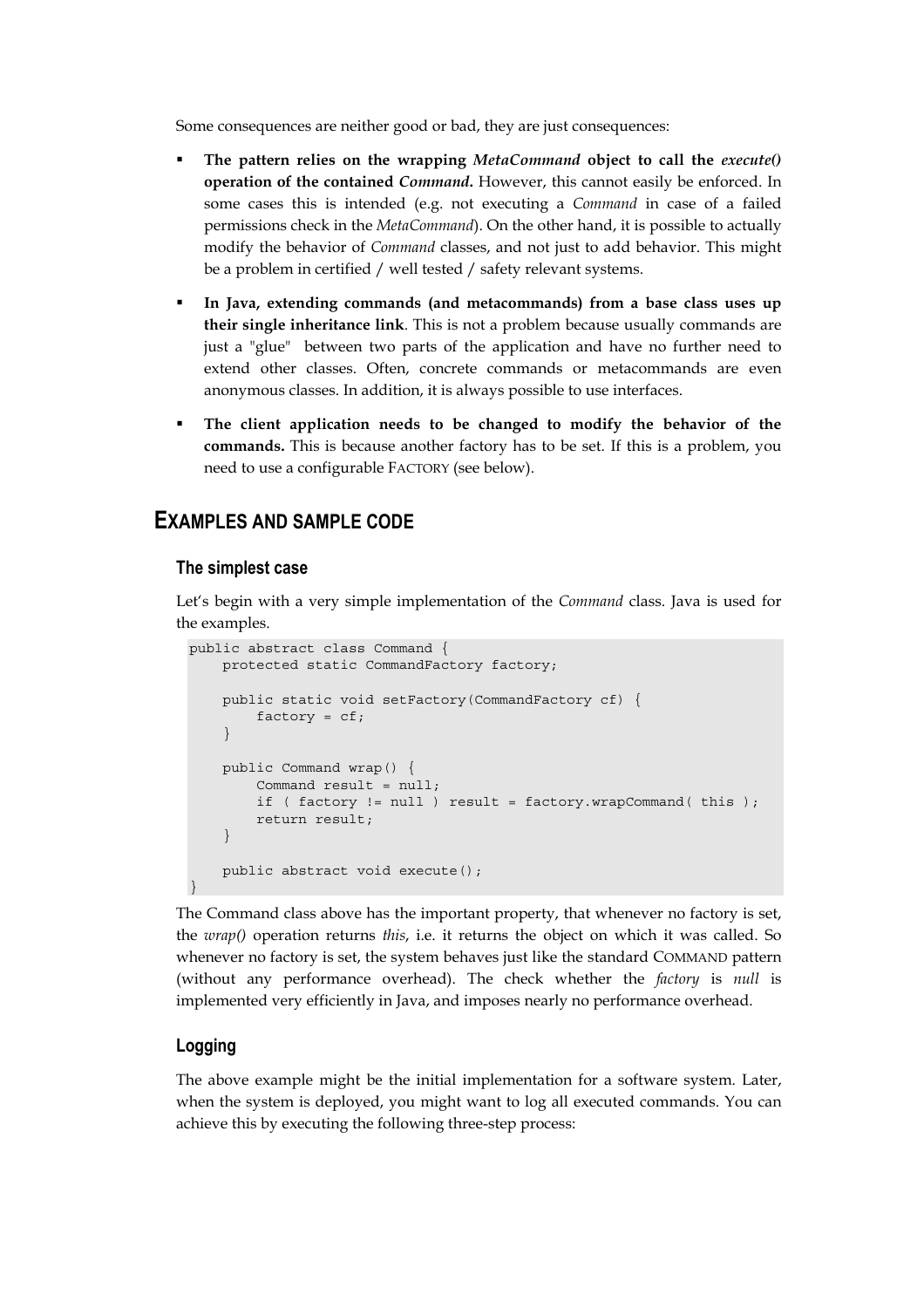Some consequences are neither good or bad, they are just consequences:

- **The pattern relies on the wrapping *MetaCommand* object to call the *execute()* operation of the contained *Command*.** However, this cannot easily be enforced. In some cases this is intended (e.g. not executing a *Command* in case of a failed permissions check in the *MetaCommand*). On the other hand, it is possible to actually modify the behavior of *Command* classes, and not just to add behavior. This might be a problem in certified / well tested / safety relevant systems.
- **In Java, extending commands (and metacommands) from a base class uses up their single inheritance link**. This is not a problem because usually commands are just a "glue" between two parts of the application and have no further need to extend other classes. Often, concrete commands or metacommands are even anonymous classes. In addition, it is always possible to use interfaces.
- **The client application needs to be changed to modify the behavior of the commands.** This is because another factory has to be set. If this is a problem, you need to use a configurable FACTORY (see below).

## EXAMPLES AND SAMPLE CODE

### The simplest case

Let's begin with a very simple implementation of the *Command* class. Java is used for the examples.

```
public abstract class Command {
    protected static CommandFactory factory;

    public static void setFactory(CommandFactory cf) {
        factory = cf;
    }

    public Command wrap() {
        Command result = null;
        if ( factory != null ) result = factory.wrapCommand( this );
        return result;
    }

    public abstract void execute();
}
```

The Command class above has the important property, that whenever no factory is set, the *wrap()* operation returns *this*, i.e. it returns the object on which it was called. So whenever no factory is set, the system behaves just like the standard COMMAND pattern (without any performance overhead). The check whether the *factory* is *null* is implemented very efficiently in Java, and imposes nearly no performance overhead.

### Logging

The above example might be the initial implementation for a software system. Later, when the system is deployed, you might want to log all executed commands. You can achieve this by executing the following three-step process: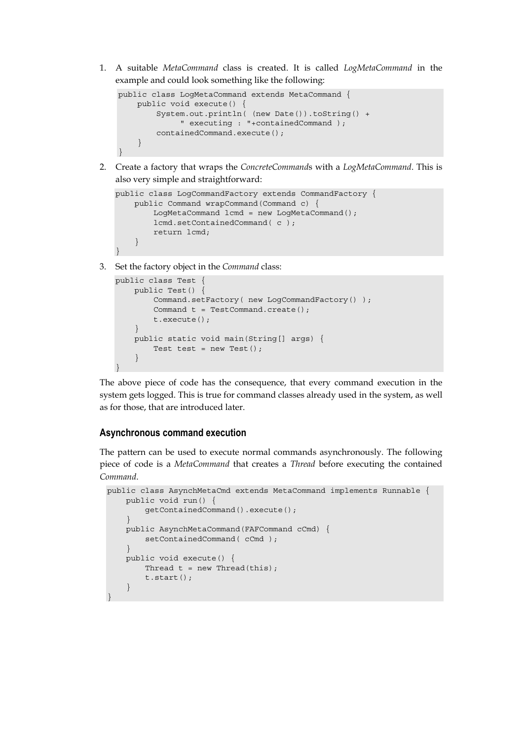1. A suitable *MetaCommand* class is created. It is called *LogMetaCommand* in the example and could look something like the following:

```
public class LogMetaCommand extends MetaCommand {
    public void execute() {
        System.out.println( (new Date()).toString() +
            " executing : "+containedCommand );
        containedCommand.execute();
    }
}
```

2. Create a factory that wraps the *ConcreteCommand*s with a *LogMetaCommand*. This is also very simple and straightforward:

```
public class LogCommandFactory extends CommandFactory {
    public Command wrapCommand(Command c) {
        LogMetaCommand lcmd = new LogMetaCommand();
        lcmd.setContainedCommand( c );
        return lcmd;
    }
}
```

3. Set the factory object in the *Command* class:

```
public class Test {
    public Test() {
        Command.setFactory( new LogCommandFactory() );
        Command t = TestCommand.create();
        t.execute();
    }
    public static void main(String[] args) {
        Test test = new Test();
    }
}
```

The above piece of code has the consequence, that every command execution in the system gets logged. This is true for command classes already used in the system, as well as for those, that are introduced later.

### Asynchronous command execution

The pattern can be used to execute normal commands asynchronously. The following piece of code is a *MetaCommand* that creates a *Thread* before executing the contained *Command*.

```
public class AsynchMetaCmd extends MetaCommand implements Runnable {
    public void run() {
        getContainedCommand().execute();
    }
    public AsynchMetaCommand(FAFCommand cCmd) {
        setContainedCommand( cCmd );
    }
    public void execute() {
        Thread t = new Thread(this);
        t.start();
    }
}
```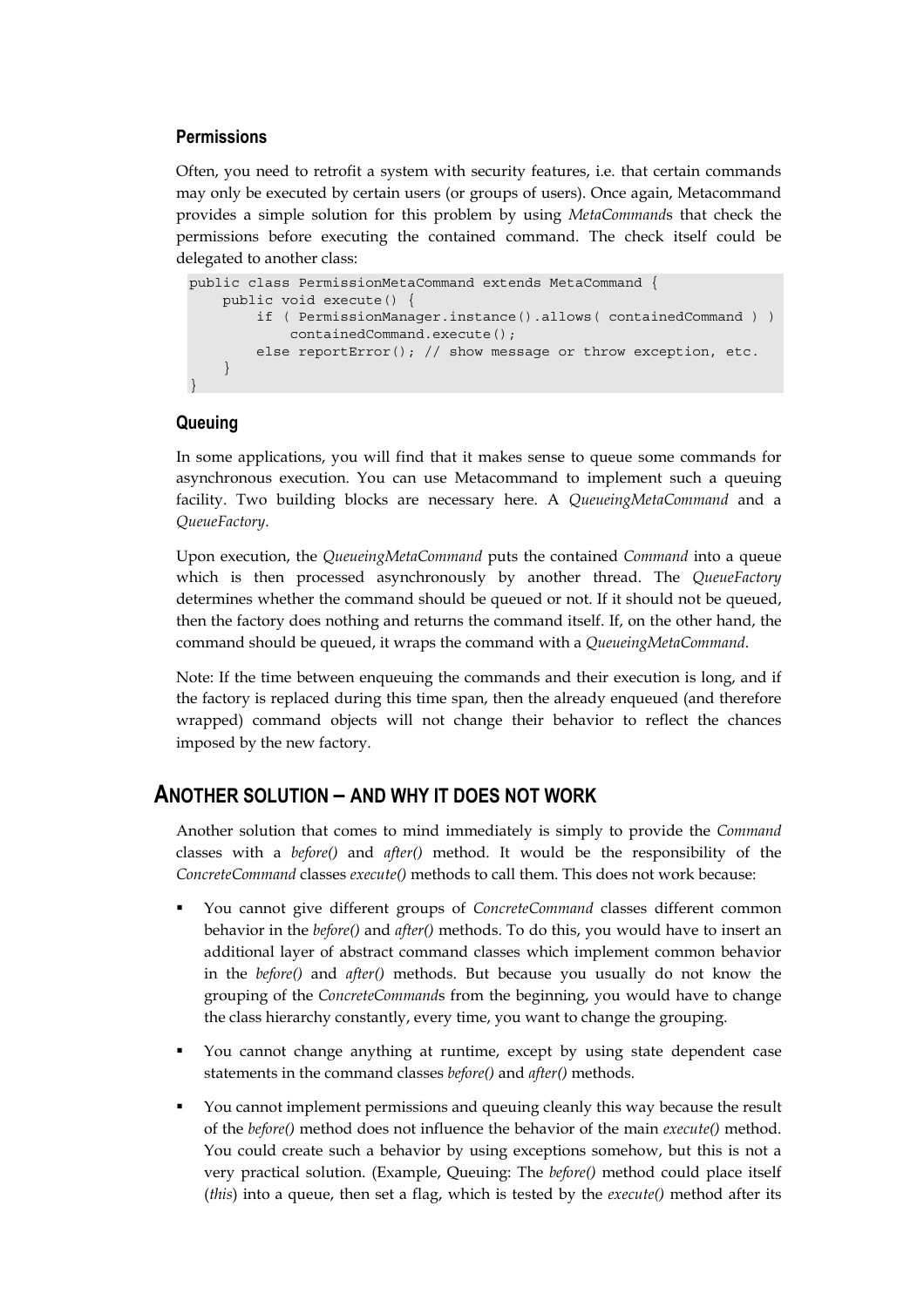### Permissions

Often, you need to retrofit a system with security features, i.e. that certain commands may only be executed by certain users (or groups of users). Once again, Metacommand provides a simple solution for this problem by using *MetaCommand*s that check the permissions before executing the contained command. The check itself could be delegated to another class:

```
public class PermissionMetaCommand extends MetaCommand {
    public void execute() {
        if ( PermissionManager.instance().allows( containedCommand ) )
            containedCommand.execute();
        else reportError(); // show message or throw exception, etc.
    }
}
```

### Queuing

In some applications, you will find that it makes sense to queue some commands for asynchronous execution. You can use Metacommand to implement such a queuing facility. Two building blocks are necessary here. A *QueueingMetaCommand* and a *QueueFactory*.

Upon execution, the *QueueingMetaCommand* puts the contained *Command* into a queue which is then processed asynchronously by another thread. The *QueueFactory* determines whether the command should be queued or not. If it should not be queued, then the factory does nothing and returns the command itself. If, on the other hand, the command should be queued, it wraps the command with a *QueueingMetaCommand*.

Note: If the time between enqueuing the commands and their execution is long, and if the factory is replaced during this time span, then the already enqueued (and therefore wrapped) command objects will not change their behavior to reflect the chances imposed by the new factory.

## Another solution – and why it does not work

Another solution that comes to mind immediately is simply to provide the *Command* classes with a *before()* and *after()* method. It would be the responsibility of the *ConcreteCommand* classes *execute()* methods to call them. This does not work because:

- You cannot give different groups of *ConcreteCommand* classes different common behavior in the *before()* and *after()* methods. To do this, you would have to insert an additional layer of abstract command classes which implement common behavior in the *before()* and *after()* methods. But because you usually do not know the grouping of the *ConcreteCommand*s from the beginning, you would have to change the class hierarchy constantly, every time, you want to change the grouping.
- You cannot change anything at runtime, except by using state dependent case statements in the command classes *before()* and *after()* methods.
- You cannot implement permissions and queuing cleanly this way because the result of the *before()* method does not influence the behavior of the main *execute()* method. You could create such a behavior by using exceptions somehow, but this is not a very practical solution. (Example, Queuing: The *before()* method could place itself (*this*) into a queue, then set a flag, which is tested by the *execute()* method after its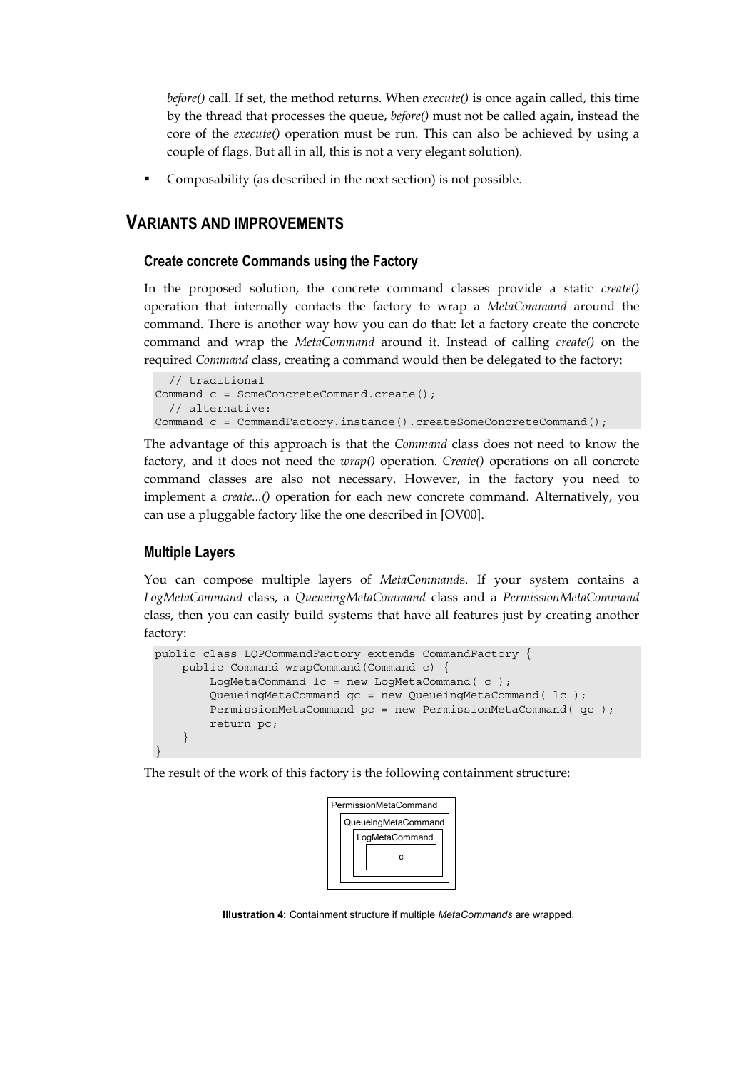*before()* call. If set, the method returns. When *execute()* is once again called, this time by the thread that processes the queue, *before()* must not be called again, instead the core of the *execute()* operation must be run. This can also be achieved by using a couple of flags. But all in all, this is not a very elegant solution).

- Composability (as described in the next section) is not possible.

## VARIANTS AND IMPROVEMENTS

### Create concrete Commands using the Factory

In the proposed solution, the concrete command classes provide a static *create()* operation that internally contacts the factory to wrap a *MetaCommand* around the command. There is another way how you can do that: let a factory create the concrete command and wrap the *MetaCommand* around it. Instead of calling *create()* on the required *Command* class, creating a command would then be delegated to the factory:

```
  // traditional
Command c = SomeConcreteCommand.create();
  // alternative:
Command c = CommandFactory.instance().createSomeConcreteCommand();
```

The advantage of this approach is that the *Command* class does not need to know the factory, and it does not need the *wrap()* operation. *Create()* operations on all concrete command classes are also not necessary. However, in the factory you need to implement a *create...()* operation for each new concrete command. Alternatively, you can use a pluggable factory like the one described in [OV00].

### Multiple Layers

You can compose multiple layers of *MetaCommand*s. If your system contains a *LogMetaCommand* class, a *QueueingMetaCommand* class and a *PermissionMetaCommand* class, then you can easily build systems that have all features just by creating another factory:

```
public class LQPCommandFactory extends CommandFactory {
    public Command wrapCommand(Command c) {
        LogMetaCommand lc = new LogMetaCommand( c );
        QueueingMetaCommand qc = new QueueingMetaCommand( lc );
        PermissionMetaCommand pc = new PermissionMetaCommand( qc );
        return pc;
    }
}
```

The result of the work of this factory is the following containment structure:

PermissionMetaCommand
QueueingMetaCommand
LogMetaCommand
c

**Illustration 4:** Containment structure if multiple *MetaCommands* are wrapped.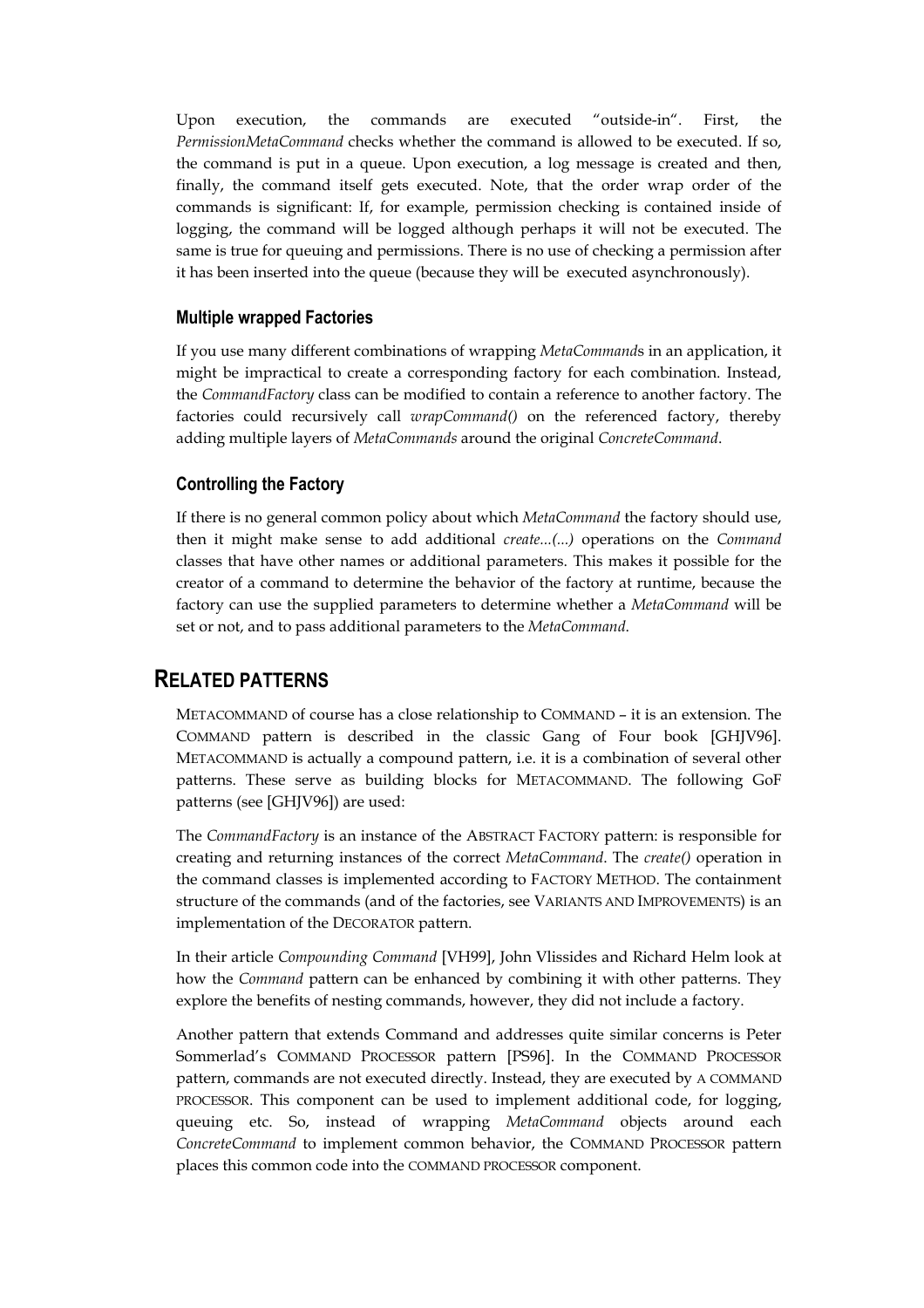Upon execution, the commands are executed "outside-in". First, the *PermissionMetaCommand* checks whether the command is allowed to be executed. If so, the command is put in a queue. Upon execution, a log message is created and then, finally, the command itself gets executed. Note, that the order wrap order of the commands is significant: If, for example, permission checking is contained inside of logging, the command will be logged although perhaps it will not be executed. The same is true for queuing and permissions. There is no use of checking a permission after it has been inserted into the queue (because they will be executed asynchronously).

### Multiple wrapped Factories

If you use many different combinations of wrapping *MetaCommand*s in an application, it might be impractical to create a corresponding factory for each combination. Instead, the *CommandFactory* class can be modified to contain a reference to another factory. The factories could recursively call *wrapCommand()* on the referenced factory, thereby adding multiple layers of *MetaCommands* around the original *ConcreteCommand*.

### Controlling the Factory

If there is no general common policy about which *MetaCommand* the factory should use, then it might make sense to add additional *create...(...)* operations on the *Command* classes that have other names or additional parameters. This makes it possible for the creator of a command to determine the behavior of the factory at runtime, because the factory can use the supplied parameters to determine whether a *MetaCommand* will be set or not, and to pass additional parameters to the *MetaCommand*.

## RELATED PATTERNS

METACOMMAND of course has a close relationship to COMMAND – it is an extension. The COMMAND pattern is described in the classic Gang of Four book [GHJV96]. METACOMMAND is actually a compound pattern, i.e. it is a combination of several other patterns. These serve as building blocks for METACOMMAND. The following GoF patterns (see [GHJV96]) are used:

The *CommandFactory* is an instance of the ABSTRACT FACTORY pattern: is responsible for creating and returning instances of the correct *MetaCommand*. The *create()* operation in the command classes is implemented according to FACTORY METHOD. The containment structure of the commands (and of the factories, see VARIANTS AND IMPROVEMENTS) is an implementation of the DECORATOR pattern.

In their article *Compounding Command* [VH99], John Vlissides and Richard Helm look at how the *Command* pattern can be enhanced by combining it with other patterns. They explore the benefits of nesting commands, however, they did not include a factory.

Another pattern that extends Command and addresses quite similar concerns is Peter Sommerlad's COMMAND PROCESSOR pattern [PS96]. In the COMMAND PROCESSOR pattern, commands are not executed directly. Instead, they are executed by A COMMAND PROCESSOR. This component can be used to implement additional code, for logging, queuing etc. So, instead of wrapping *MetaCommand* objects around each *ConcreteCommand* to implement common behavior, the COMMAND PROCESSOR pattern places this common code into the COMMAND PROCESSOR component.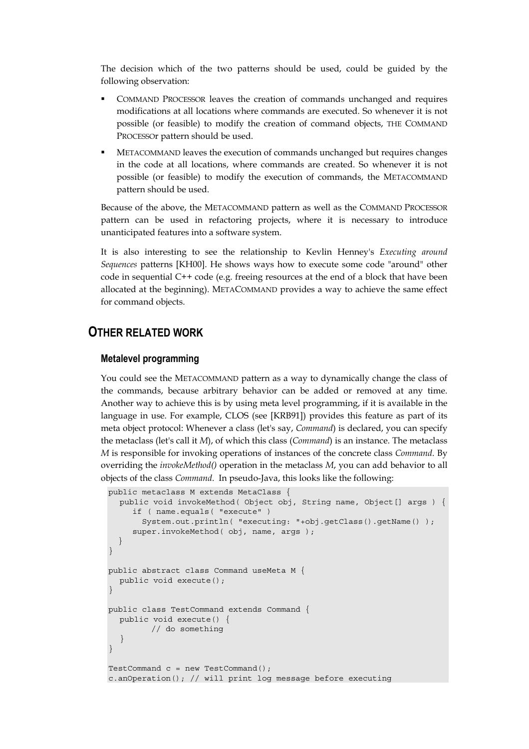The decision which of the two patterns should be used, could be guided by the following observation:

- COMMAND PROCESSOR leaves the creation of commands unchanged and requires modifications at all locations where commands are executed. So whenever it is not possible (or feasible) to modify the creation of command objects, THE COMMAND PROCESSOr pattern should be used.
- METACOMMAND leaves the execution of commands unchanged but requires changes in the code at all locations, where commands are created. So whenever it is not possible (or feasible) to modify the execution of commands, the METACOMMAND pattern should be used.

Because of the above, the METACOMMAND pattern as well as the COMMAND PROCESSOR pattern can be used in refactoring projects, where it is necessary to introduce unanticipated features into a software system.

It is also interesting to see the relationship to Kevlin Henney's *Executing around Sequences* patterns [KH00]. He shows ways how to execute some code "around" other code in sequential C++ code (e.g. freeing resources at the end of a block that have been allocated at the beginning). METACOMMAND provides a way to achieve the same effect for command objects.

## OTHER RELATED WORK

### Metalevel programming

You could see the METACOMMAND pattern as a way to dynamically change the class of the commands, because arbitrary behavior can be added or removed at any time. Another way to achieve this is by using meta level programming, if it is available in the language in use. For example, CLOS (see [KRB91]) provides this feature as part of its meta object protocol: Whenever a class (let's say, *Command*) is declared, you can specify the metaclass (let's call it *M*), of which this class (*Command*) is an instance. The metaclass *M* is responsible for invoking operations of instances of the concrete class *Command*. By overriding the *invokeMethod()* operation in the metaclass *M*, you can add behavior to all objects of the class *Command*. In pseudo-Java, this looks like the following:

```
public metaclass M extends MetaClass {
  public void invokeMethod( Object obj, String name, Object[] args ) {
     if ( name.equals( "execute" )
       System.out.println( "executing: "+obj.getClass().getName() );
     super.invokeMethod( obj, name, args );
  }
}

public abstract class Command useMeta M {
  public void execute();
}

public class TestCommand extends Command {
  public void execute() {
        // do something
  }
}

TestCommand c = new TestCommand();
c.anOperation(); // will print log message before executing
```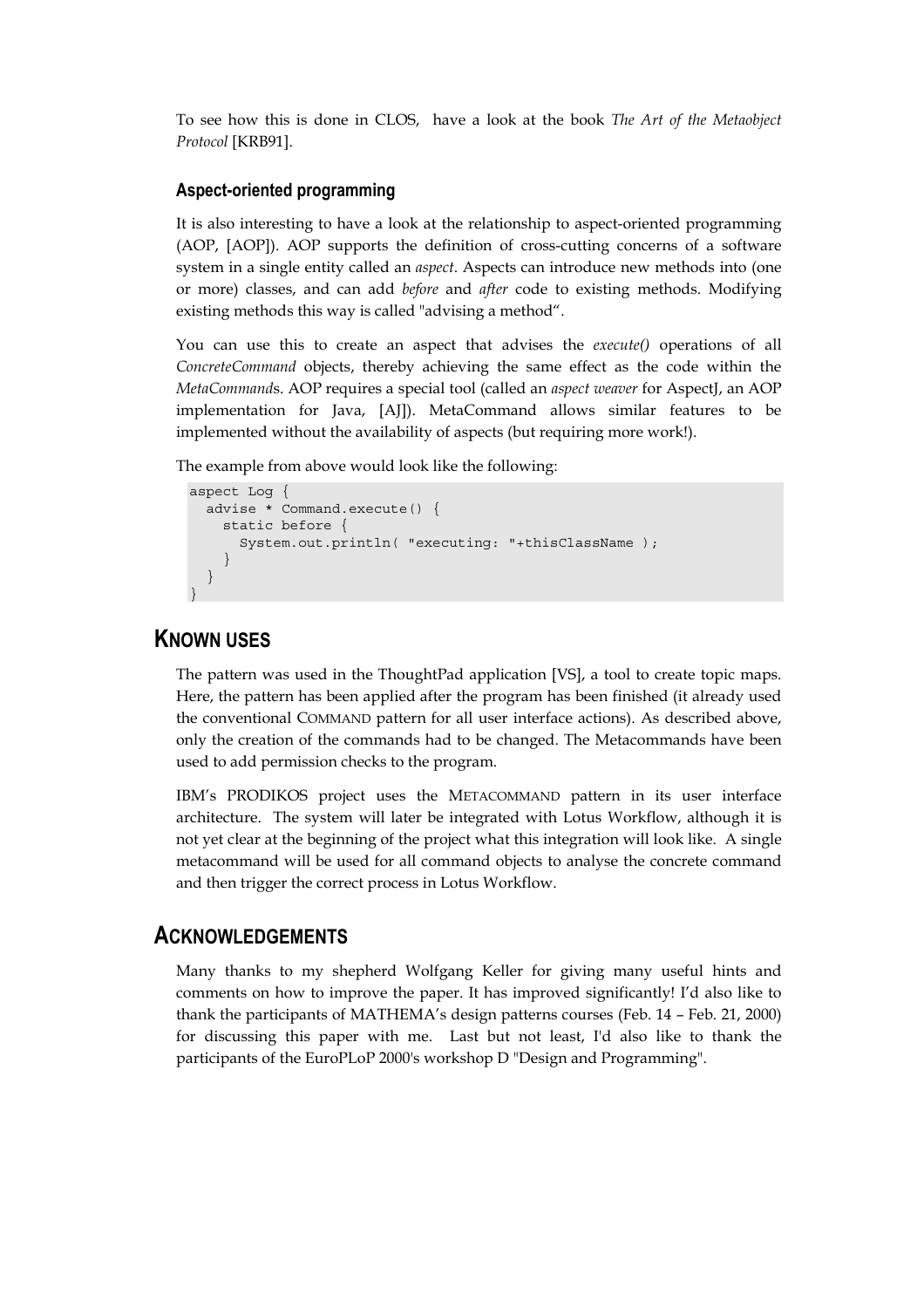To see how this is done in CLOS, have a look at the book *The Art of the Metaobject Protocol* [KRB91].

### Aspect-oriented programming

It is also interesting to have a look at the relationship to aspect-oriented programming (AOP, [AOP]). AOP supports the definition of cross-cutting concerns of a software system in a single entity called an *aspect*. Aspects can introduce new methods into (one or more) classes, and can add *before* and *after* code to existing methods. Modifying existing methods this way is called "advising a method".

You can use this to create an aspect that advises the *execute()* operations of all *ConcreteCommand* objects, thereby achieving the same effect as the code within the *MetaCommand*s. AOP requires a special tool (called an *aspect weaver* for AspectJ, an AOP implementation for Java, [AJ]). MetaCommand allows similar features to be implemented without the availability of aspects (but requiring more work!).

The example from above would look like the following:

```
aspect Log {
  advise * Command.execute() {
    static before {
      System.out.println( "executing: "+thisClassName );
    }
  }
}
```

## KNOWN USES

The pattern was used in the ThoughtPad application [VS], a tool to create topic maps. Here, the pattern has been applied after the program has been finished (it already used the conventional COMMAND pattern for all user interface actions). As described above, only the creation of the commands had to be changed. The Metacommands have been used to add permission checks to the program.

IBM's PRODIKOS project uses the METACOMMAND pattern in its user interface architecture. The system will later be integrated with Lotus Workflow, although it is not yet clear at the beginning of the project what this integration will look like. A single metacommand will be used for all command objects to analyse the concrete command and then trigger the correct process in Lotus Workflow.

## ACKNOWLEDGEMENTS

Many thanks to my shepherd Wolfgang Keller for giving many useful hints and comments on how to improve the paper. It has improved significantly! I'd also like to thank the participants of MATHEMA's design patterns courses (Feb. 14 – Feb. 21, 2000) for discussing this paper with me. Last but not least, I'd also like to thank the participants of the EuroPLoP 2000's workshop D "Design and Programming".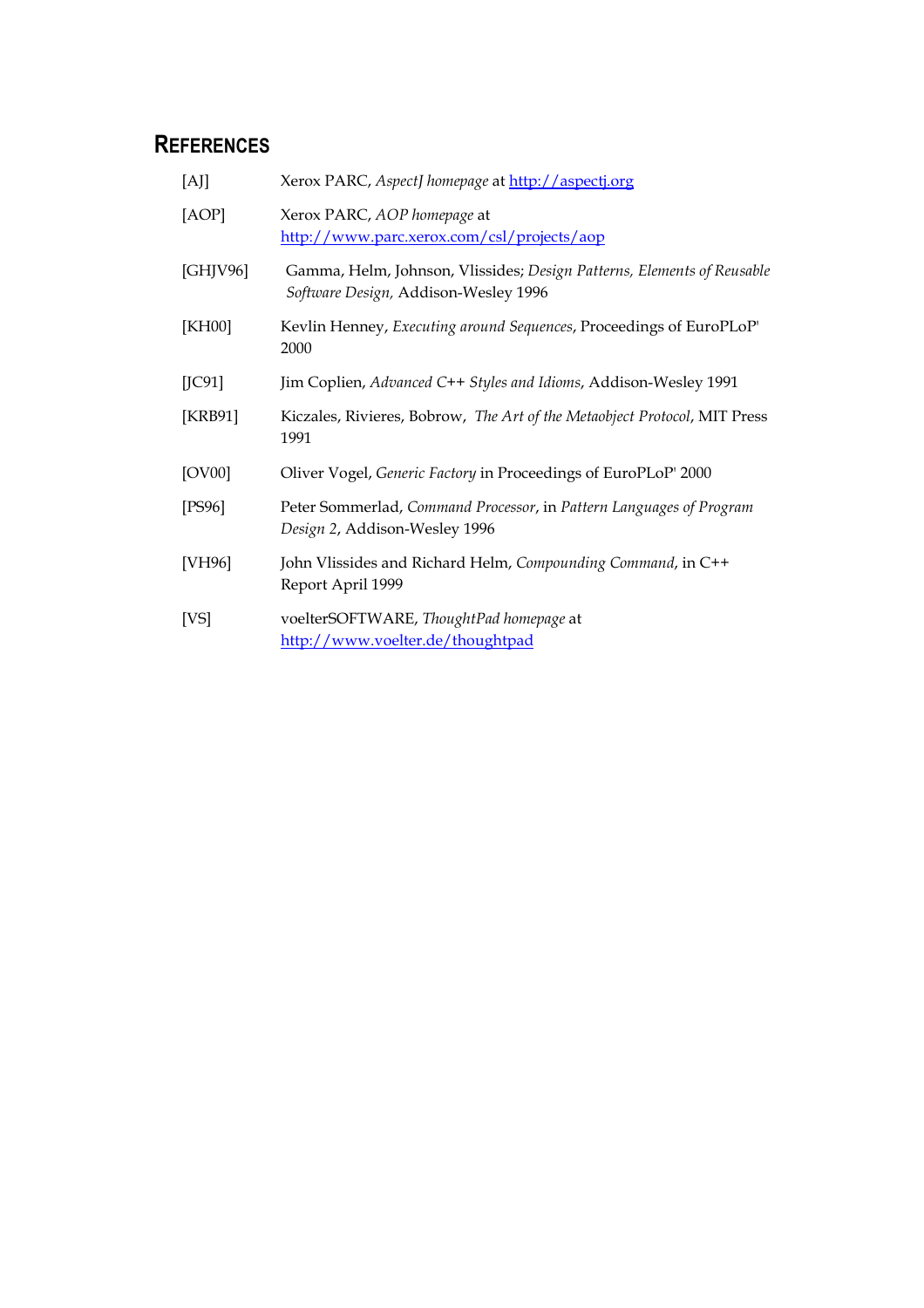# REFERENCES

[AJ] Xerox PARC, *AspectJ homepage* at http://aspectj.org

[AOP] Xerox PARC, *AOP homepage* at http://www.parc.xerox.com/csl/projects/aop

[GHJV96] Gamma, Helm, Johnson, Vlissides; *Design Patterns, Elements of Reusable Software Design,* Addison-Wesley 1996

[KH00] Kevlin Henney, *Executing around Sequences*, Proceedings of EuroPLoP' 2000

[JC91] Jim Coplien, *Advanced C++ Styles and Idioms*, Addison-Wesley 1991

[KRB91] Kiczales, Rivieres, Bobrow, *The Art of the Metaobject Protocol*, MIT Press 1991

[OV00] Oliver Vogel, *Generic Factory* in Proceedings of EuroPLoP' 2000

[PS96] Peter Sommerlad, *Command Processor*, in *Pattern Languages of Program Design 2*, Addison-Wesley 1996

[VH96] John Vlissides and Richard Helm, *Compounding Command*, in C++ Report April 1999

[VS] voelterSOFTWARE, *ThoughtPad homepage* at http://www.voelter.de/thoughtpad